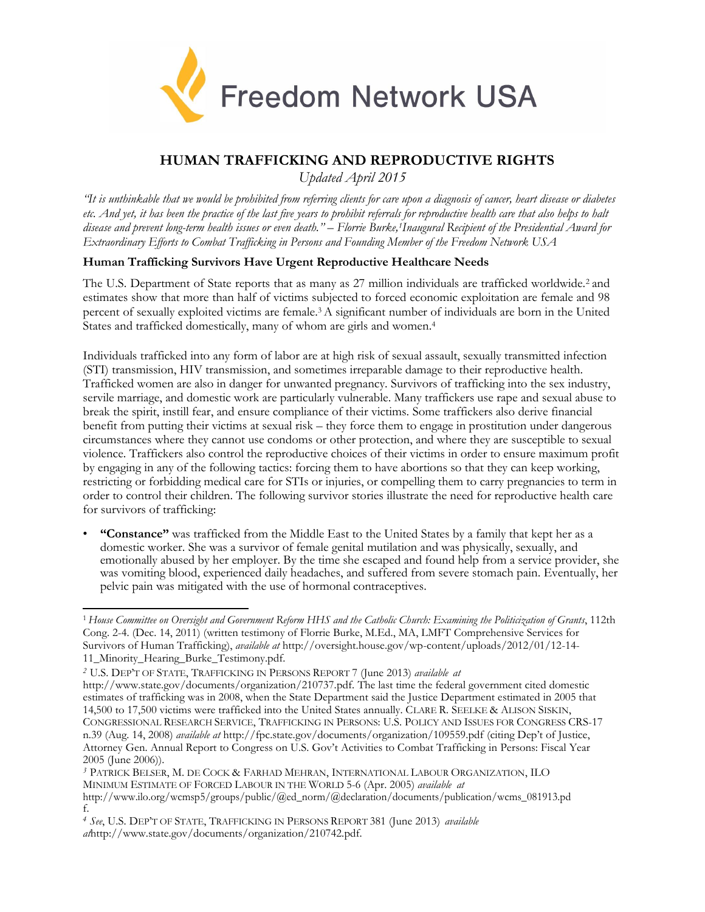Freedom Network USA

# HUMAN TRAFFICKING AND REPRODUCTIVE RIGHTS

*Updated April 2015*

*"It is unthinkable that we would be prohibited from referring clients for care upon a diagnosis of cancer, heart disease or diabetes etc. And yet, it has been the practice of the last five years to prohibit referrals for reproductive health care that also helps to halt disease and prevent long-term health issues or even death." – Florrie Burke,[1] Inaugural Recipient of the Presidential Award for Extraordinary Efforts to Combat Trafficking in Persons and Founding Member of the Freedom Network USA*

## Human Trafficking Survivors Have Urgent Reproductive Healthcare Needs

The U.S. Department of State reports that as many as 27 million individuals are trafficked worldwide.[2] and estimates show that more than half of victims subjected to forced economic exploitation are female and 98 percent of sexually exploited victims are female.[3] A significant number of individuals are born in the United States and trafficked domestically, many of whom are girls and women.[4]

Individuals trafficked into any form of labor are at high risk of sexual assault, sexually transmitted infection (STI) transmission, HIV transmission, and sometimes irreparable damage to their reproductive health. Trafficked women are also in danger for unwanted pregnancy. Survivors of trafficking into the sex industry, servile marriage, and domestic work are particularly vulnerable. Many traffickers use rape and sexual abuse to break the spirit, instill fear, and ensure compliance of their victims. Some traffickers also derive financial benefit from putting their victims at sexual risk – they force them to engage in prostitution under dangerous circumstances where they cannot use condoms or other protection, and where they are susceptible to sexual violence. Traffickers also control the reproductive choices of their victims in order to ensure maximum profit by engaging in any of the following tactics: forcing them to have abortions so that they can keep working, restricting or forbidding medical care for STIs or injuries, or compelling them to carry pregnancies to term in order to control their children. The following survivor stories illustrate the need for reproductive health care for survivors of trafficking:

- **"Constance"** was trafficked from the Middle East to the United States by a family that kept her as a domestic worker. She was a survivor of female genital mutilation and was physically, sexually, and emotionally abused by her employer. By the time she escaped and found help from a service provider, she was vomiting blood, experienced daily headaches, and suffered from severe stomach pain. Eventually, her pelvic pain was mitigated with the use of hormonal contraceptives.

---

[1] *House Committee on Oversight and Government Reform HHS and the Catholic Church: Examining the Politicization of Grants*, 112th Cong. 2-4. (Dec. 14, 2011) (written testimony of Florrie Burke, M.Ed., MA, LMFT Comprehensive Services for Survivors of Human Trafficking), *available at* http://oversight.house.gov/wp-content/uploads/2012/01/12-14-11_Minority_Hearing_Burke_Testimony.pdf.

[2] U.S. DEP'T OF STATE, TRAFFICKING IN PERSONS REPORT 7 (June 2013) *available at* http://www.state.gov/documents/organization/210737.pdf. The last time the federal government cited domestic estimates of trafficking was in 2008, when the State Department said the Justice Department estimated in 2005 that 14,500 to 17,500 victims were trafficked into the United States annually. CLARE R. SEELKE & ALISON SISKIN, CONGRESSIONAL RESEARCH SERVICE, TRAFFICKING IN PERSONS: U.S. POLICY AND ISSUES FOR CONGRESS CRS-17 n.39 (Aug. 14, 2008) *available at* http://fpc.state.gov/documents/organization/109559.pdf (citing Dep't of Justice, Attorney Gen. Annual Report to Congress on U.S. Gov't Activities to Combat Trafficking in Persons: Fiscal Year 2005 (June 2006)).

[3] PATRICK BELSER, M. DE COCK & FARHAD MEHRAN, INTERNATIONAL LABOUR ORGANIZATION, ILO MINIMUM ESTIMATE OF FORCED LABOUR IN THE WORLD 5-6 (Apr. 2005) *available at* http://www.ilo.org/wcmsp5/groups/public/@ed_norm/@declaration/documents/publication/wcms_081913.pdf.

[4] *See*, U.S. DEP'T OF STATE, TRAFFICKING IN PERSONS REPORT 381 (June 2013) *available at*http://www.state.gov/documents/organization/210742.pdf.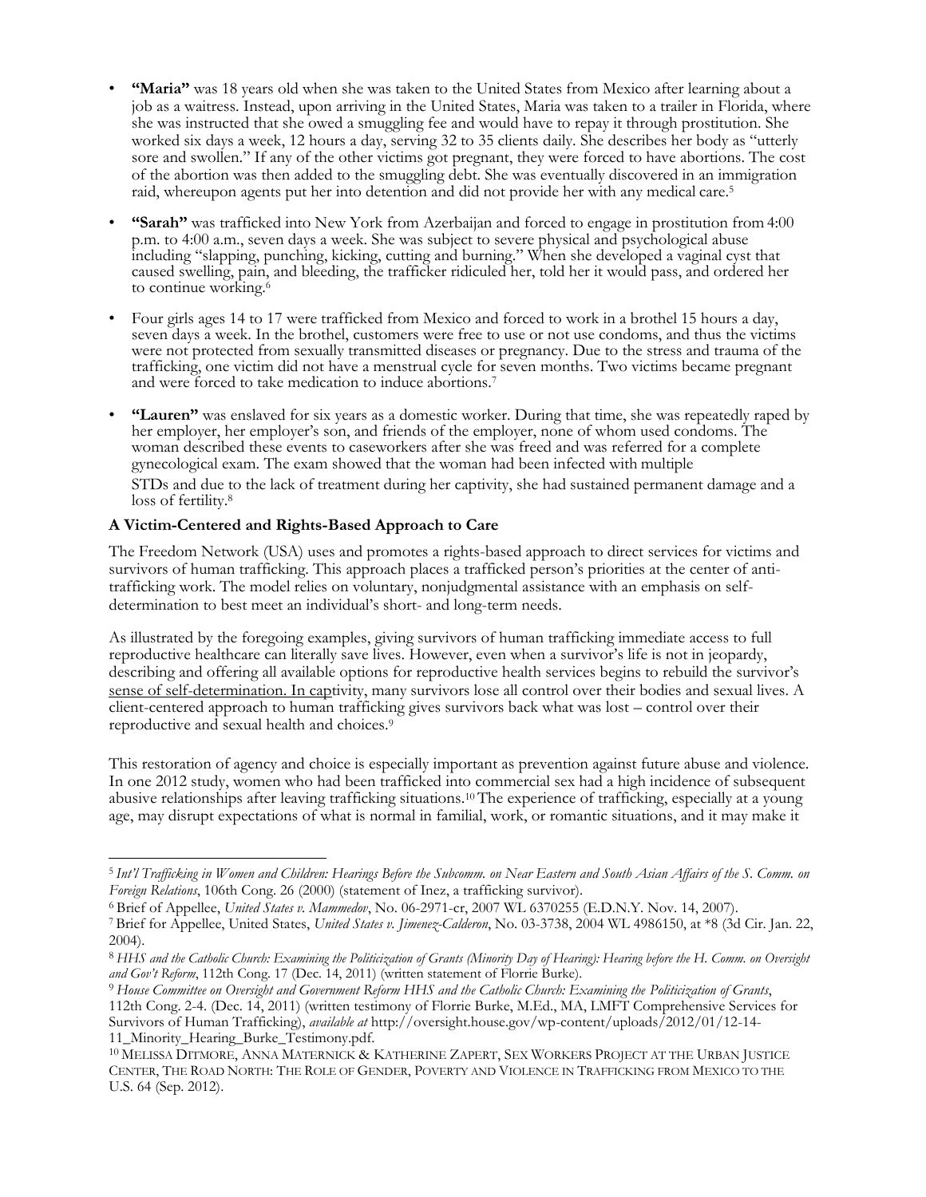- **"Maria"** was 18 years old when she was taken to the United States from Mexico after learning about a job as a waitress. Instead, upon arriving in the United States, Maria was taken to a trailer in Florida, where she was instructed that she owed a smuggling fee and would have to repay it through prostitution. She worked six days a week, 12 hours a day, serving 32 to 35 clients daily. She describes her body as "utterly sore and swollen." If any of the other victims got pregnant, they were forced to have abortions. The cost of the abortion was then added to the smuggling debt. She was eventually discovered in an immigration raid, whereupon agents put her into detention and did not provide her with any medical care.[5]

- **"Sarah"** was trafficked into New York from Azerbaijan and forced to engage in prostitution from 4:00 p.m. to 4:00 a.m., seven days a week. She was subject to severe physical and psychological abuse including "slapping, punching, kicking, cutting and burning." When she developed a vaginal cyst that caused swelling, pain, and bleeding, the trafficker ridiculed her, told her it would pass, and ordered her to continue working.[6]

- Four girls ages 14 to 17 were trafficked from Mexico and forced to work in a brothel 15 hours a day, seven days a week. In the brothel, customers were free to use or not use condoms, and thus the victims were not protected from sexually transmitted diseases or pregnancy. Due to the stress and trauma of the trafficking, one victim did not have a menstrual cycle for seven months. Two victims became pregnant and were forced to take medication to induce abortions.[7]

- **"Lauren"** was enslaved for six years as a domestic worker. During that time, she was repeatedly raped by her employer, her employer's son, and friends of the employer, none of whom used condoms. The woman described these events to caseworkers after she was freed and was referred for a complete gynecological exam. The exam showed that the woman had been infected with multiple STDs and due to the lack of treatment during her captivity, she had sustained permanent damage and a loss of fertility.[8]

**A Victim-Centered and Rights-Based Approach to Care**

The Freedom Network (USA) uses and promotes a rights-based approach to direct services for victims and survivors of human trafficking. This approach places a trafficked person's priorities at the center of anti-trafficking work. The model relies on voluntary, nonjudgmental assistance with an emphasis on self-determination to best meet an individual's short- and long-term needs.

As illustrated by the foregoing examples, giving survivors of human trafficking immediate access to full reproductive healthcare can literally save lives. However, even when a survivor's life is not in jeopardy, describing and offering all available options for reproductive health services begins to rebuild the survivor's sense of self-determination. In captivity, many survivors lose all control over their bodies and sexual lives. A client-centered approach to human trafficking gives survivors back what was lost – control over their reproductive and sexual health and choices.[9]

This restoration of agency and choice is especially important as prevention against future abuse and violence. In one 2012 study, women who had been trafficked into commercial sex had a high incidence of subsequent abusive relationships after leaving trafficking situations.[10] The experience of trafficking, especially at a young age, may disrupt expectations of what is normal in familial, work, or romantic situations, and it may make it

---

[5] *Int'l Trafficking in Women and Children: Hearings Before the Subcomm. on Near Eastern and South Asian Affairs of the S. Comm. on Foreign Relations*, 106th Cong. 26 (2000) (statement of Inez, a trafficking survivor).

[6] Brief of Appellee, *United States v. Mammedov*, No. 06-2971-cr, 2007 WL 6370255 (E.D.N.Y. Nov. 14, 2007).

[7] Brief for Appellee, United States, *United States v. Jimenez-Calderon*, No. 03-3738, 2004 WL 4986150, at *8 (3d Cir. Jan. 22, 2004).

[8] *HHS and the Catholic Church: Examining the Politicization of Grants (Minority Day of Hearing): Hearing before the H. Comm. on Oversight and Gov't Reform*, 112th Cong. 17 (Dec. 14, 2011) (written statement of Florrie Burke).

[9] *House Committee on Oversight and Government Reform HHS and the Catholic Church: Examining the Politicization of Grants*, 112th Cong. 2-4. (Dec. 14, 2011) (written testimony of Florrie Burke, M.Ed., MA, LMFT Comprehensive Services for Survivors of Human Trafficking), *available at* http://oversight.house.gov/wp-content/uploads/2012/01/12-14-11_Minority_Hearing_Burke_Testimony.pdf.

[10] Melissa Ditmore, Anna Maternick & Katherine Zapert, Sex Workers Project at the Urban Justice Center, The Road North: The Role of Gender, Poverty and Violence in Trafficking from Mexico to the U.S. 64 (Sep. 2012).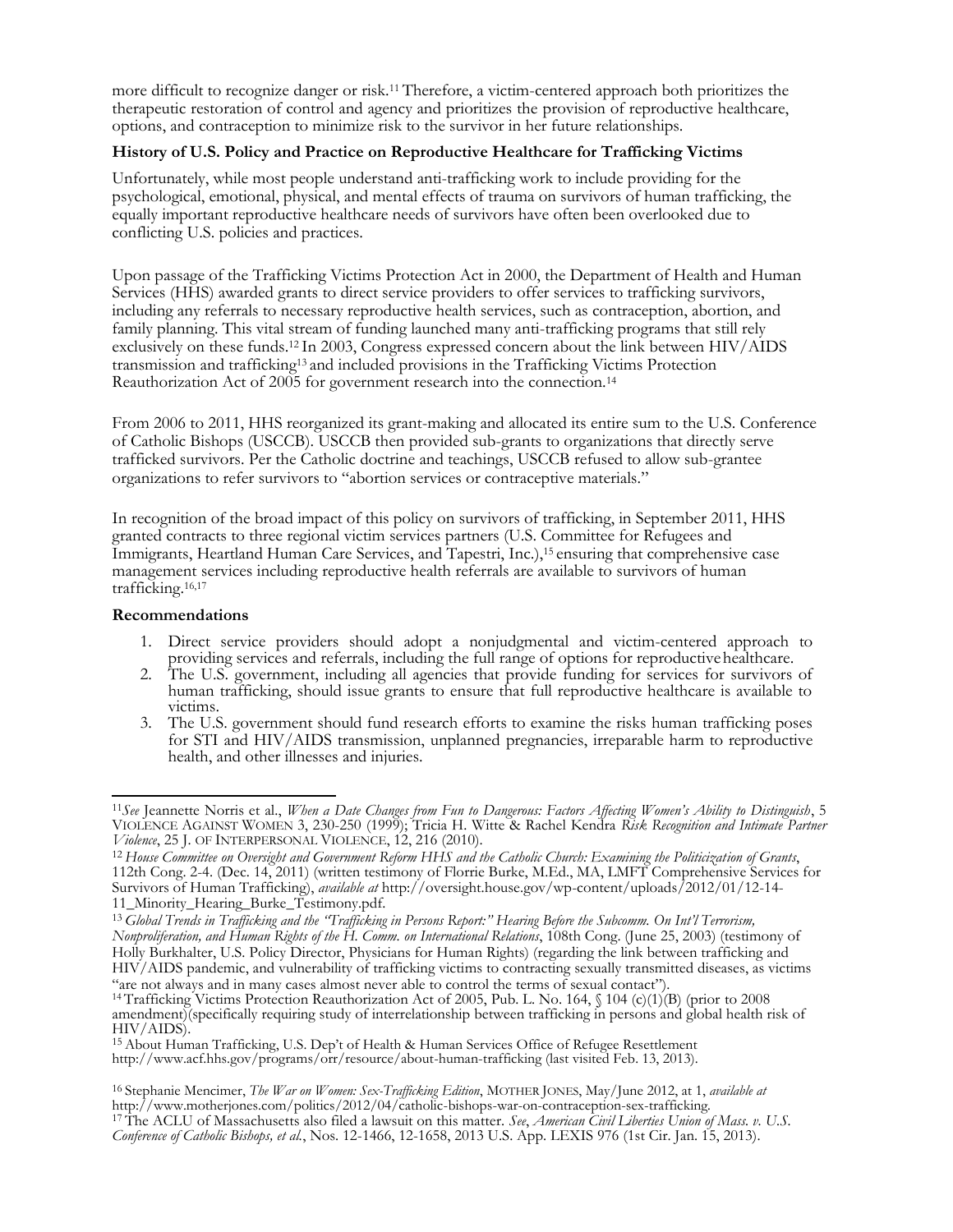more difficult to recognize danger or risk.[11] Therefore, a victim-centered approach both prioritizes the therapeutic restoration of control and agency and prioritizes the provision of reproductive healthcare, options, and contraception to minimize risk to the survivor in her future relationships.

**History of U.S. Policy and Practice on Reproductive Healthcare for Trafficking Victims**

Unfortunately, while most people understand anti-trafficking work to include providing for the psychological, emotional, physical, and mental effects of trauma on survivors of human trafficking, the equally important reproductive healthcare needs of survivors have often been overlooked due to conflicting U.S. policies and practices.

Upon passage of the Trafficking Victims Protection Act in 2000, the Department of Health and Human Services (HHS) awarded grants to direct service providers to offer services to trafficking survivors, including any referrals to necessary reproductive health services, such as contraception, abortion, and family planning. This vital stream of funding launched many anti-trafficking programs that still rely exclusively on these funds.[12] In 2003, Congress expressed concern about the link between HIV/AIDS transmission and trafficking[13] and included provisions in the Trafficking Victims Protection Reauthorization Act of 2005 for government research into the connection.[14]

From 2006 to 2011, HHS reorganized its grant-making and allocated its entire sum to the U.S. Conference of Catholic Bishops (USCCB). USCCB then provided sub-grants to organizations that directly serve trafficked survivors. Per the Catholic doctrine and teachings, USCCB refused to allow sub-grantee organizations to refer survivors to "abortion services or contraceptive materials."

In recognition of the broad impact of this policy on survivors of trafficking, in September 2011, HHS granted contracts to three regional victim services partners (U.S. Committee for Refugees and Immigrants, Heartland Human Care Services, and Tapestri, Inc.),[15] ensuring that comprehensive case management services including reproductive health referrals are available to survivors of human trafficking.[16,17]

**Recommendations**

1. Direct service providers should adopt a nonjudgmental and victim-centered approach to providing services and referrals, including the full range of options for reproductive healthcare.
2. The U.S. government, including all agencies that provide funding for services for survivors of human trafficking, should issue grants to ensure that full reproductive healthcare is available to victims.
3. The U.S. government should fund research efforts to examine the risks human trafficking poses for STI and HIV/AIDS transmission, unplanned pregnancies, irreparable harm to reproductive health, and other illnesses and injuries.

---

[11] *See* Jeannette Norris et al., *When a Date Changes from Fun to Dangerous: Factors Affecting Women's Ability to Distinguish*, 5 VIOLENCE AGAINST WOMEN 3, 230-250 (1999); Tricia H. Witte & Rachel Kendra *Risk Recognition and Intimate Partner Violence*, 25 J. OF INTERPERSONAL VIOLENCE, 12, 216 (2010).

[12] *House Committee on Oversight and Government Reform HHS and the Catholic Church: Examining the Politicization of Grants*, 112th Cong. 2-4. (Dec. 14, 2011) (written testimony of Florrie Burke, M.Ed., MA, LMFT Comprehensive Services for Survivors of Human Trafficking), *available at* http://oversight.house.gov/wp-content/uploads/2012/01/12-14-11_Minority_Hearing_Burke_Testimony.pdf.

[13] *Global Trends in Trafficking and the "Trafficking in Persons Report:" Hearing Before the Subcomm. On Int'l Terrorism, Nonproliferation, and Human Rights of the H. Comm. on International Relations*, 108th Cong. (June 25, 2003) (testimony of Holly Burkhalter, U.S. Policy Director, Physicians for Human Rights) (regarding the link between trafficking and HIV/AIDS pandemic, and vulnerability of trafficking victims to contracting sexually transmitted diseases, as victims "are not always and in many cases almost never able to control the terms of sexual contact").

[14] Trafficking Victims Protection Reauthorization Act of 2005, Pub. L. No. 164, § 104 (c)(1)(B) (prior to 2008 amendment)(specifically requiring study of interrelationship between trafficking in persons and global health risk of HIV/AIDS).

[15] About Human Trafficking, U.S. Dep't of Health & Human Services Office of Refugee Resettlement http://www.acf.hhs.gov/programs/orr/resource/about-human-trafficking (last visited Feb. 13, 2013).

[16] Stephanie Mencimer, *The War on Women: Sex-Trafficking Edition*, MOTHER JONES, May/June 2012, at 1, *available at* http://www.motherjones.com/politics/2012/04/catholic-bishops-war-on-contraception-sex-trafficking.

[17] The ACLU of Massachusetts also filed a lawsuit on this matter. *See*, *American Civil Liberties Union of Mass. v. U.S. Conference of Catholic Bishops, et al.*, Nos. 12-1466, 12-1658, 2013 U.S. App. LEXIS 976 (1st Cir. Jan. 15, 2013).